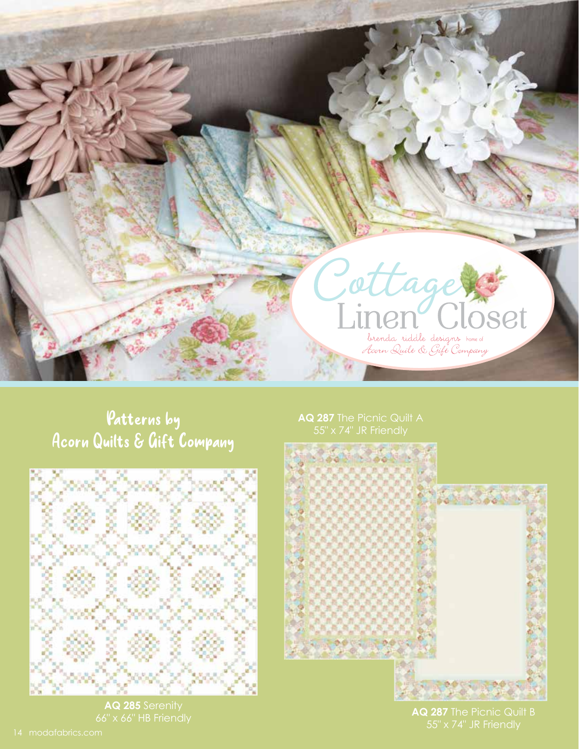Cottage Linen Closet

brenda riddle designs home of Acorn Quilt & Gift Company

## Patterns by Acorn Quilts & Gift Company

**AQ 287** The Picnic Quilt A
55" x 74" JR Friendly

**AQ 285** Serenity
66" x 66" HB Friendly

**AQ 287** The Picnic Quilt B
55" x 74" JR Friendly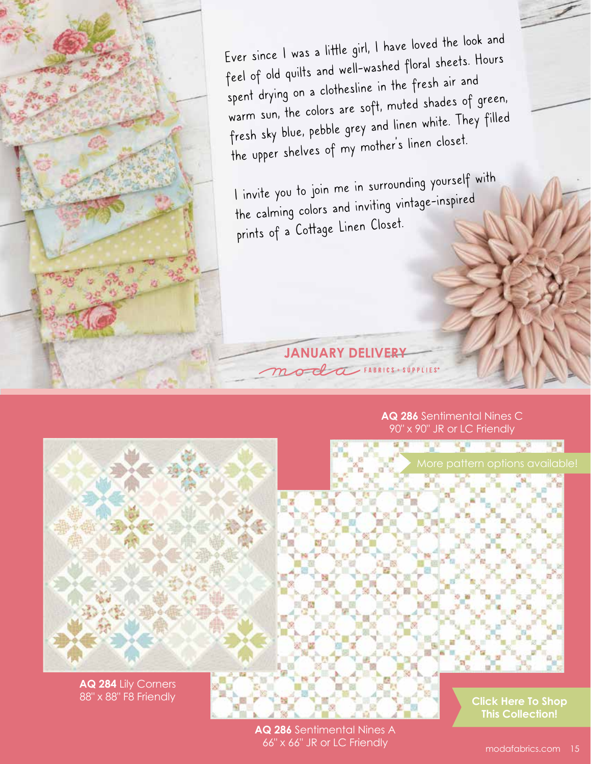Ever since I was a little girl, I have loved the look and feel of old quilts and well-washed floral sheets. Hours spent drying on a clothesline in the fresh air and warm sun, the colors are soft, muted shades of green, fresh sky blue, pebble grey and linen white. They filled the upper shelves of my mother's linen closet.

I invite you to join me in surrounding yourself with the calming colors and inviting vintage-inspired prints of a Cottage Linen Closet.

**JANUARY DELIVERY**

moda FABRICS + SUPPLIES®

**AQ 286** Sentimental Nines C
90" x 90" JR or LC Friendly

More pattern options available!

**AQ 284** Lily Corners
88" x 88" F8 Friendly

**AQ 286** Sentimental Nines A
66" x 66" JR or LC Friendly

**Click Here To Shop This Collection!**

modafabrics.com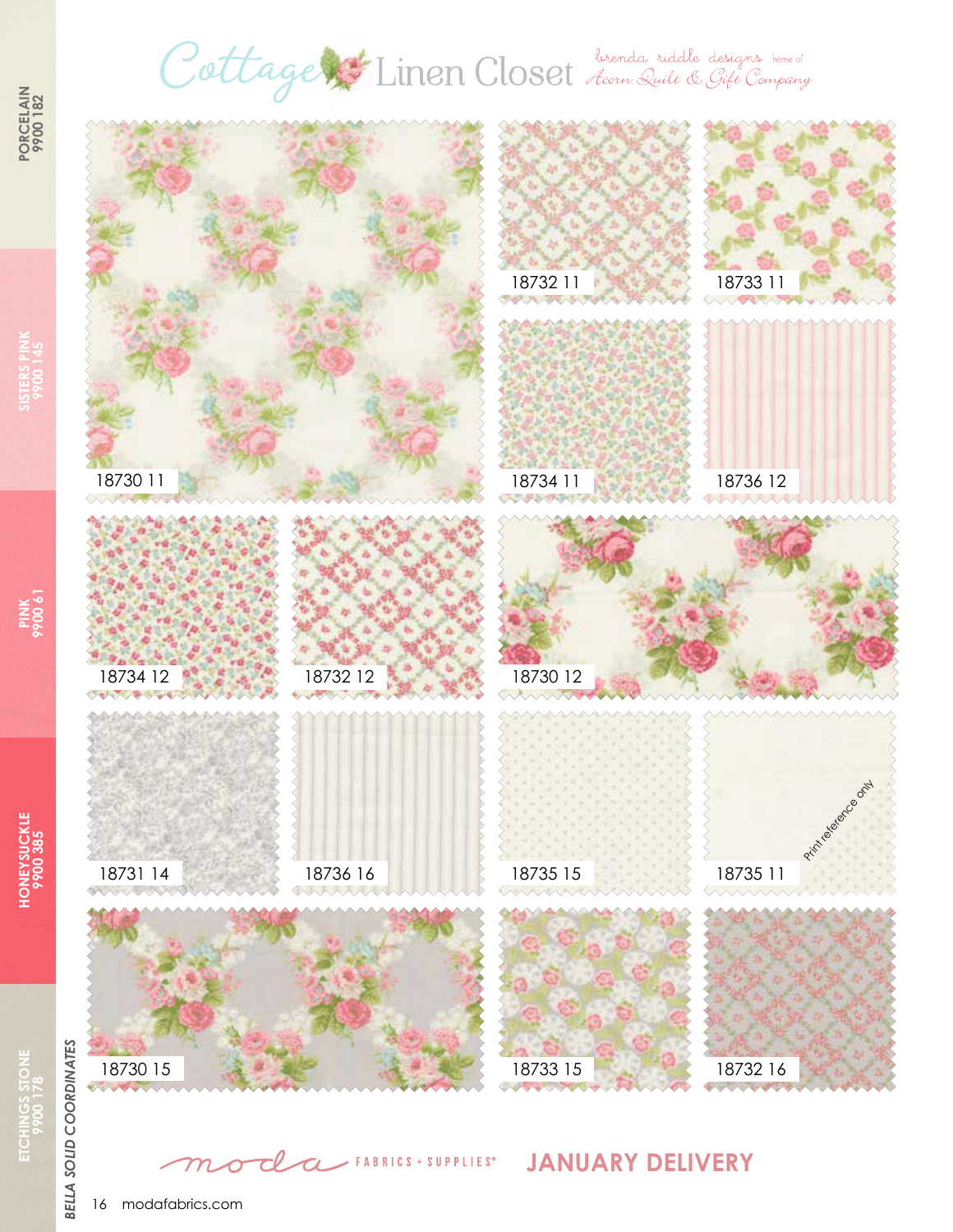# Cottage Linen Closet

brenda riddle designs home of Acorn Quilt & Gift Company

18730 11

18732 11

18733 11

18734 11

18736 12

18734 12

18732 12

18730 12

18731 14

18736 16

18735 15

18735 11

Print reference only

18730 15

18733 15

18732 16

PORCELAIN 9900 182

SISTERS PINK 9900 145

PINK 9900 61

HONEYSUCKLE 9900 385

ETCHINGS STONE 9900 178

BELLA SOLID COORDINATES

moda FABRICS + SUPPLIES

JANUARY DELIVERY

modafabrics.com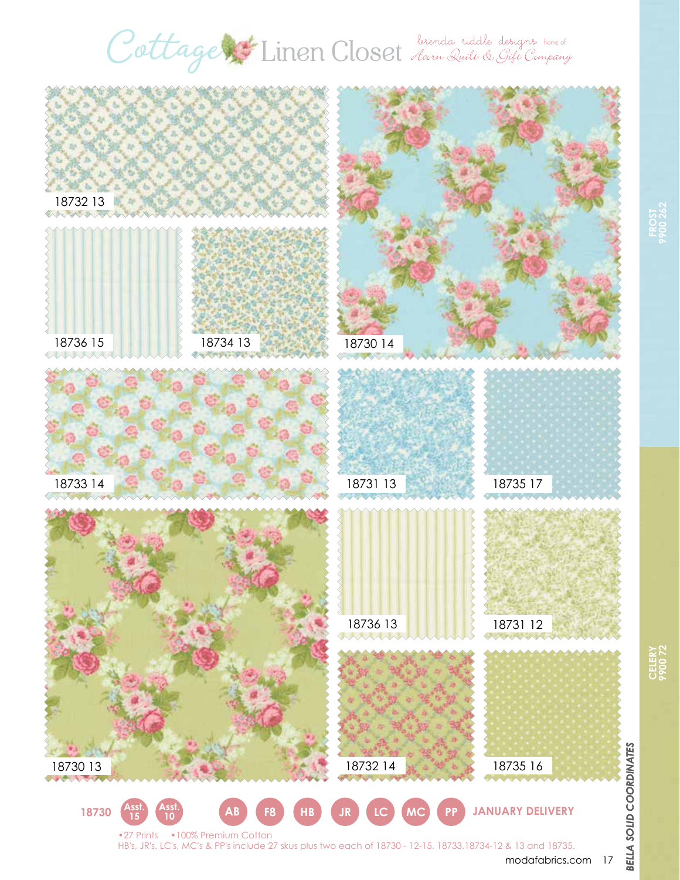# Cottage Linen Closet

brenda riddle designs home of Acorn Quilt & Gift Company

18732 13

18736 15

18734 13

18730 14

18733 14

18731 13

18735 17

18730 13

18736 13

18731 12

18732 14

18735 16

FROST 9900 262

CELERY 9900 72

BELLA SOLID COORDINATES

18730 Asst. 15 Asst. 10 AB F8 HB JR LC MC PP **JANUARY DELIVERY**

•27 Prints •100% Premium Cotton

HB's, JR's. LC's, MC's & PP's include 27 skus plus two each of 18730 - 12-15, 18733,18734-12 & 13 and 18735.

modafabrics.com